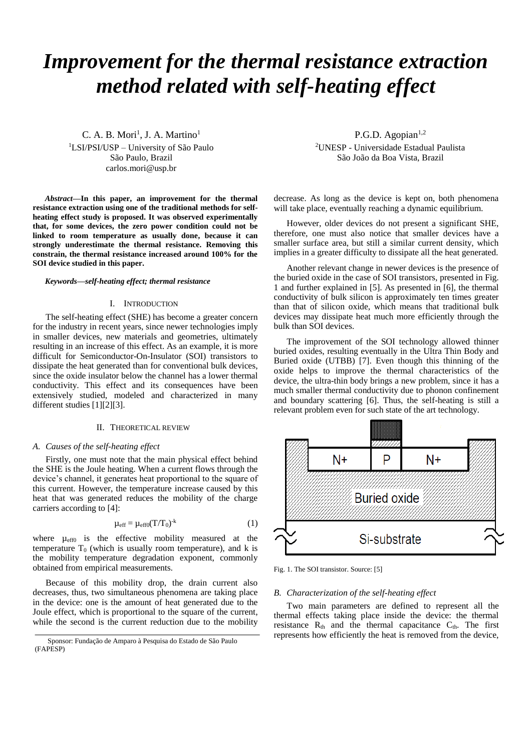# Improvement for the thermal resistance extraction method related with self-heating effect

C. A. B. Mori[1], J. A. Martino[1]
[1]LSI/PSI/USP – University of São Paulo
São Paulo, Brazil
carlos.mori@usp.br

P.G.D. Agopian[1,2]
[2]UNESP - Universidade Estadual Paulista
São João da Boa Vista, Brazil

***Abstract*—In this paper, an improvement for the thermal resistance extraction using one of the traditional methods for self-heating effect study is proposed. It was observed experimentally that, for some devices, the zero power condition could not be linked to room temperature as usually done, because it can strongly underestimate the thermal resistance. Removing this constrain, the thermal resistance increased around 100% for the SOI device studied in this paper.**

***Keywords—self-heating effect; thermal resistance***

## I. Introduction

The self-heating effect (SHE) has become a greater concern for the industry in recent years, since newer technologies imply in smaller devices, new materials and geometries, ultimately resulting in an increase of this effect. As an example, it is more difficult for Semiconductor-On-Insulator (SOI) transistors to dissipate the heat generated than for conventional bulk devices, since the oxide insulator below the channel has a lower thermal conductivity. This effect and its consequences have been extensively studied, modeled and characterized in many different studies [1][2][3].

## II. Theoretical review

### *A. Causes of the self-heating effect*

Firstly, one must note that the main physical effect behind the SHE is the Joule heating. When a current flows through the device's channel, it generates heat proportional to the square of this current. However, the temperature increase caused by this heat that was generated reduces the mobility of the charge carriers according to [4]:

$$\mu_{eff} = \mu_{eff0}(T/T_0)^{-k} \tag{1}$$

where $\mu_{eff0}$ is the effective mobility measured at the temperature $T_0$ (which is usually room temperature), and k is the mobility temperature degradation exponent, commonly obtained from empirical measurements.

Because of this mobility drop, the drain current also decreases, thus, two simultaneous phenomena are taking place in the device: one is the amount of heat generated due to the Joule effect, which is proportional to the square of the current, while the second is the current reduction due to the mobility decrease. As long as the device is kept on, both phenomena will take place, eventually reaching a dynamic equilibrium.

However, older devices do not present a significant SHE, therefore, one must also notice that smaller devices have a smaller surface area, but still a similar current density, which implies in a greater difficulty to dissipate all the heat generated.

Another relevant change in newer devices is the presence of the buried oxide in the case of SOI transistors, presented in Fig. 1 and further explained in [5]. As presented in [6], the thermal conductivity of bulk silicon is approximately ten times greater than that of silicon oxide, which means that traditional bulk devices may dissipate heat much more efficiently through the bulk than SOI devices.

The improvement of the SOI technology allowed thinner buried oxides, resulting eventually in the Ultra Thin Body and Buried oxide (UTBB) [7]. Even though this thinning of the oxide helps to improve the thermal characteristics of the device, the ultra-thin body brings a new problem, since it has a much smaller thermal conductivity due to phonon confinement and boundary scattering [6]. Thus, the self-heating is still a relevant problem even for such state of the art technology.

Fig. 1. The SOI transistor. Source: [5]

### *B. Characterization of the self-heating effect*

Two main parameters are defined to represent all the thermal effects taking place inside the device: the thermal resistance $R_{th}$ and the thermal capacitance $C_{th}$. The first represents how efficiently the heat is removed from the device,

Sponsor: Fundação de Amparo à Pesquisa do Estado de São Paulo (FAPESP)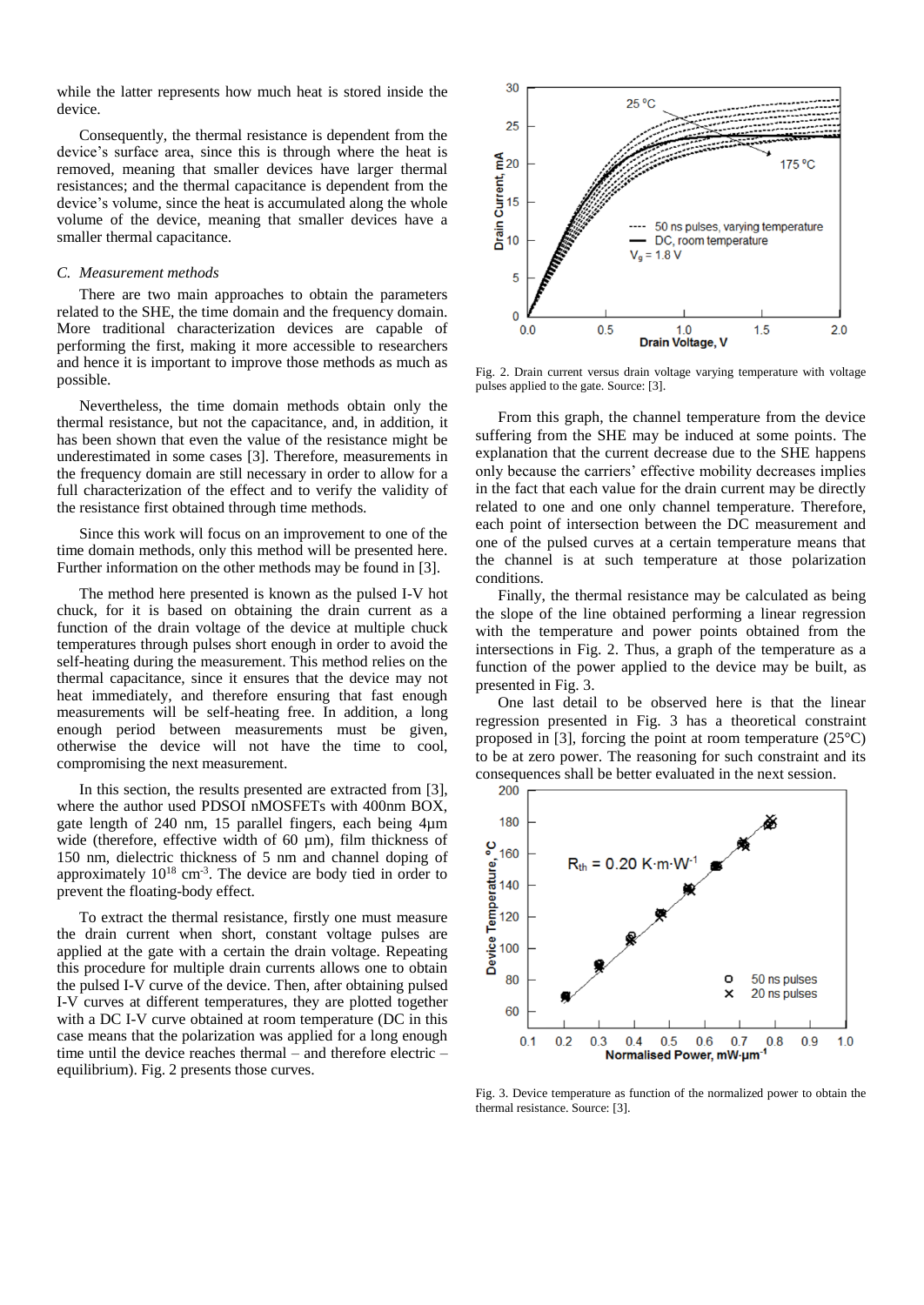while the latter represents how much heat is stored inside the device.

Consequently, the thermal resistance is dependent from the device's surface area, since this is through where the heat is removed, meaning that smaller devices have larger thermal resistances; and the thermal capacitance is dependent from the device's volume, since the heat is accumulated along the whole volume of the device, meaning that smaller devices have a smaller thermal capacitance.

### *C. Measurement methods*

There are two main approaches to obtain the parameters related to the SHE, the time domain and the frequency domain. More traditional characterization devices are capable of performing the first, making it more accessible to researchers and hence it is important to improve those methods as much as possible.

Nevertheless, the time domain methods obtain only the thermal resistance, but not the capacitance, and, in addition, it has been shown that even the value of the resistance might be underestimated in some cases [3]. Therefore, measurements in the frequency domain are still necessary in order to allow for a full characterization of the effect and to verify the validity of the resistance first obtained through time methods.

Since this work will focus on an improvement to one of the time domain methods, only this method will be presented here. Further information on the other methods may be found in [3].

The method here presented is known as the pulsed I-V hot chuck, for it is based on obtaining the drain current as a function of the drain voltage of the device at multiple chuck temperatures through pulses short enough in order to avoid the self-heating during the measurement. This method relies on the thermal capacitance, since it ensures that the device may not heat immediately, and therefore ensuring that fast enough measurements will be self-heating free. In addition, a long enough period between measurements must be given, otherwise the device will not have the time to cool, compromising the next measurement.

In this section, the results presented are extracted from [3], where the author used PDSOI nMOSFETs with 400nm BOX, gate length of 240 nm, 15 parallel fingers, each being 4μm wide (therefore, effective width of 60 μm), film thickness of 150 nm, dielectric thickness of 5 nm and channel doping of approximately $10^{18}$ cm$^{-3}$. The device are body tied in order to prevent the floating-body effect.

To extract the thermal resistance, firstly one must measure the drain current when short, constant voltage pulses are applied at the gate with a certain the drain voltage. Repeating this procedure for multiple drain currents allows one to obtain the pulsed I-V curve of the device. Then, after obtaining pulsed I-V curves at different temperatures, they are plotted together with a DC I-V curve obtained at room temperature (DC in this case means that the polarization was applied for a long enough time until the device reaches thermal – and therefore electric – equilibrium). Fig. 2 presents those curves.

Fig. 2. Drain current versus drain voltage varying temperature with voltage pulses applied to the gate. Source: [3].

From this graph, the channel temperature from the device suffering from the SHE may be induced at some points. The explanation that the current decrease due to the SHE happens only because the carriers' effective mobility decreases implies in the fact that each value for the drain current may be directly related to one and one only channel temperature. Therefore, each point of intersection between the DC measurement and one of the pulsed curves at a certain temperature means that the channel is at such temperature at those polarization conditions.

Finally, the thermal resistance may be calculated as being the slope of the line obtained performing a linear regression with the temperature and power points obtained from the intersections in Fig. 2. Thus, a graph of the temperature as a function of the power applied to the device may be built, as presented in Fig. 3.

One last detail to be observed here is that the linear regression presented in Fig. 3 has a theoretical constraint proposed in [3], forcing the point at room temperature (25°C) to be at zero power. The reasoning for such constraint and its consequences shall be better evaluated in the next session.

Fig. 3. Device temperature as function of the normalized power to obtain the thermal resistance. Source: [3].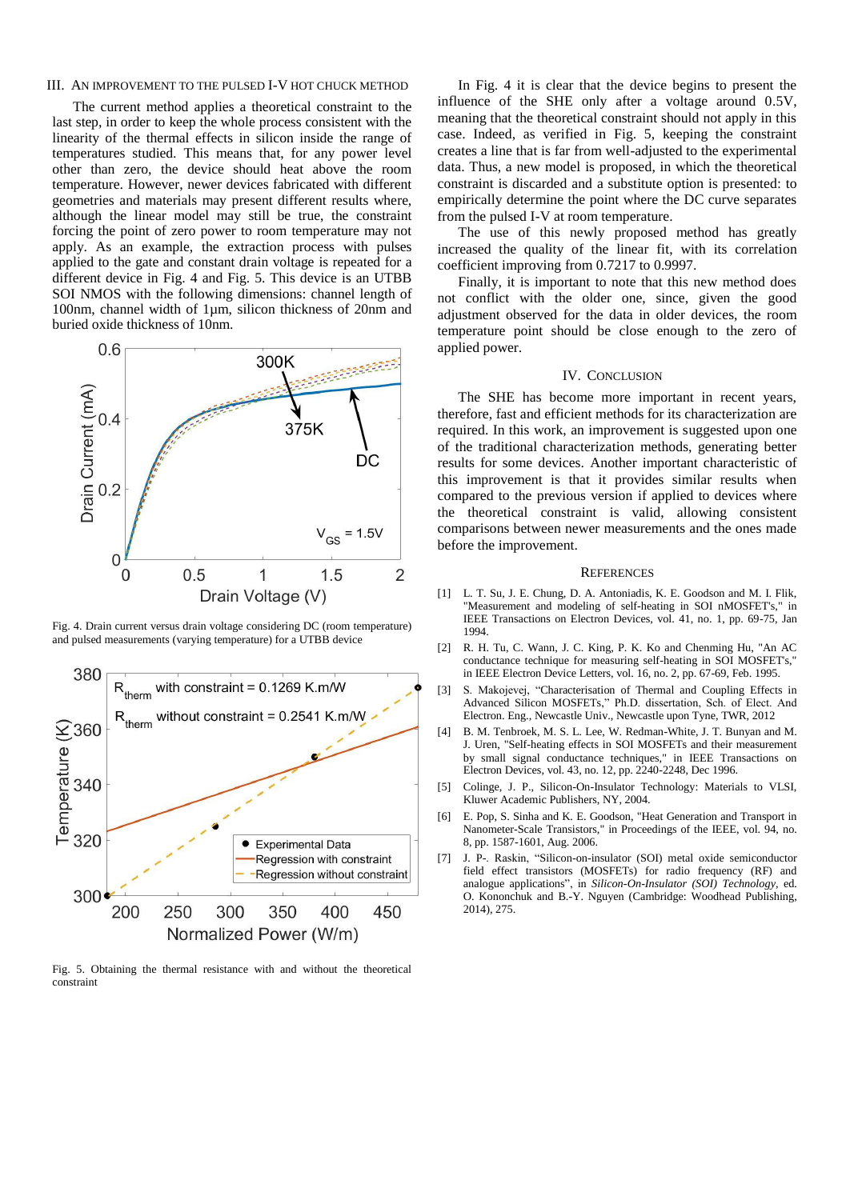## III. An Improvement to the Pulsed I-V Hot Chuck Method

The current method applies a theoretical constraint to the last step, in order to keep the whole process consistent with the linearity of the thermal effects in silicon inside the range of temperatures studied. This means that, for any power level other than zero, the device should heat above the room temperature. However, newer devices fabricated with different geometries and materials may present different results where, although the linear model may still be true, the constraint forcing the point of zero power to room temperature may not apply. As an example, the extraction process with pulses applied to the gate and constant drain voltage is repeated for a different device in Fig. 4 and Fig. 5. This device is an UTBB SOI NMOS with the following dimensions: channel length of 100nm, channel width of 1µm, silicon thickness of 20nm and buried oxide thickness of 10nm.

0.6
0.4
0.2
0
Drain Current (mA)
0 0.5 1 1.5 2
Drain Voltage (V)
300K
375K
DC
$V_{GS}$ = 1.5V

Fig. 4. Drain current versus drain voltage considering DC (room temperature) and pulsed measurements (varying temperature) for a UTBB device

380
360
340
320
300
Temperature (K)
200 250 300 350 400 450
Normalized Power (W/m)
$R_{therm}$ with constraint = 0.1269 K.m/W
$R_{therm}$ without constraint = 0.2541 K.m/W
Experimental Data
Regression with constraint
Regression without constraint

Fig. 5. Obtaining the thermal resistance with and without the theoretical constraint

In Fig. 4 it is clear that the device begins to present the influence of the SHE only after a voltage around 0.5V, meaning that the theoretical constraint should not apply in this case. Indeed, as verified in Fig. 5, keeping the constraint creates a line that is far from well-adjusted to the experimental data. Thus, a new model is proposed, in which the theoretical constraint is discarded and a substitute option is presented: to empirically determine the point where the DC curve separates from the pulsed I-V at room temperature.

The use of this newly proposed method has greatly increased the quality of the linear fit, with its correlation coefficient improving from 0.7217 to 0.9997.

Finally, it is important to note that this new method does not conflict with the older one, since, given the good adjustment observed for the data in older devices, the room temperature point should be close enough to the zero of applied power.

## IV. Conclusion

The SHE has become more important in recent years, therefore, fast and efficient methods for its characterization are required. In this work, an improvement is suggested upon one of the traditional characterization methods, generating better results for some devices. Another important characteristic of this improvement is that it provides similar results when compared to the previous version if applied to devices where the theoretical constraint is valid, allowing consistent comparisons between newer measurements and the ones made before the improvement.

## References

[1] L. T. Su, J. E. Chung, D. A. Antoniadis, K. E. Goodson and M. I. Flik, "Measurement and modeling of self-heating in SOI nMOSFET's," in IEEE Transactions on Electron Devices, vol. 41, no. 1, pp. 69-75, Jan 1994.

[2] R. H. Tu, C. Wann, J. C. King, P. K. Ko and Chenming Hu, "An AC conductance technique for measuring self-heating in SOI MOSFET's," in IEEE Electron Device Letters, vol. 16, no. 2, pp. 67-69, Feb. 1995.

[3] S. Makojevej, "Characterisation of Thermal and Coupling Effects in Advanced Silicon MOSFETs," Ph.D. dissertation, Sch. of Elect. And Electron. Eng., Newcastle Univ., Newcastle upon Tyne, TWR, 2012

[4] B. M. Tenbroek, M. S. L. Lee, W. Redman-White, J. T. Bunyan and M. J. Uren, "Self-heating effects in SOI MOSFETs and their measurement by small signal conductance techniques," in IEEE Transactions on Electron Devices, vol. 43, no. 12, pp. 2240-2248, Dec 1996.

[5] Colinge, J. P., Silicon-On-Insulator Technology: Materials to VLSI, Kluwer Academic Publishers, NY, 2004.

[6] E. Pop, S. Sinha and K. E. Goodson, "Heat Generation and Transport in Nanometer-Scale Transistors," in Proceedings of the IEEE, vol. 94, no. 8, pp. 1587-1601, Aug. 2006.

[7] J. P-. Raskin, "Silicon-on-insulator (SOI) metal oxide semiconductor field effect transistors (MOSFETs) for radio frequency (RF) and analogue applications", in *Silicon-On-Insulator (SOI) Technology*, ed. O. Kononchuk and B.-Y. Nguyen (Cambridge: Woodhead Publishing, 2014), 275.